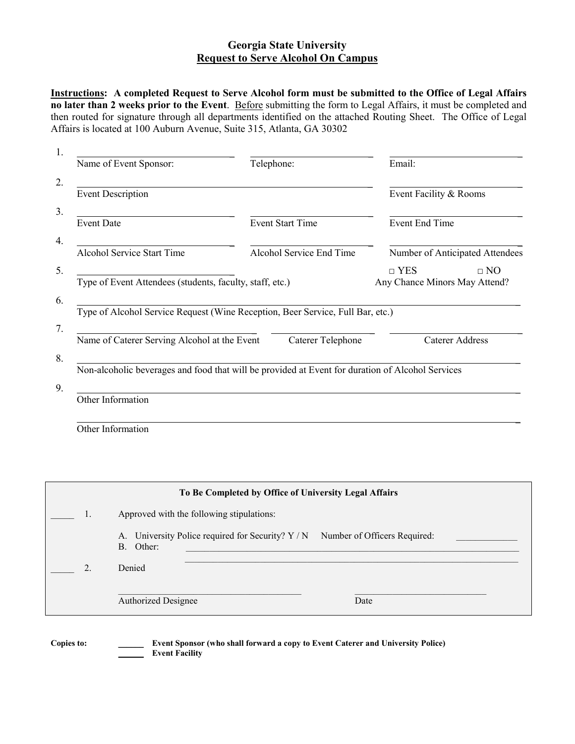# Georgia State University

## Request to Serve Alcohol On Campus

**Instructions: A completed Request to Serve Alcohol form must be submitted to the Office of Legal Affairs no later than 2 weeks prior to the Event**. Before submitting the form to Legal Affairs, it must be completed and then routed for signature through all departments identified on the attached Routing Sheet. The Office of Legal Affairs is located at 100 Auburn Avenue, Suite 315, Atlanta, GA 30302

1. ______________________________ ______________________________ ______________________________
   Name of Event Sponsor: Telephone: Email:

2. ____________________________________________________________ ______________________________
   Event Description Event Facility & Rooms

3. ______________________________ ______________________________ ______________________________
   Event Date Event Start Time Event End Time

4. ______________________________ ______________________________ ______________________________
   Alcohol Service Start Time Alcohol Service End Time Number of Anticipated Attendees

5. ______________________________ □ YES □ NO
   Type of Event Attendees (students, faculty, staff, etc.) Any Chance Minors May Attend?

6. ____________________________________________________________________________________________
   Type of Alcohol Service Request (Wine Reception, Beer Service, Full Bar, etc.)

7. ______________________________ ______________________________ ______________________________
   Name of Caterer Serving Alcohol at the Event Caterer Telephone Caterer Address

8. ____________________________________________________________________________________________
   Non-alcoholic beverages and food that will be provided at Event for duration of Alcohol Services

9. ____________________________________________________________________________________________
   Other Information

   ____________________________________________________________________________________________
   Other Information

---

**To Be Completed by Office of University Legal Affairs**

_____ 1. Approved with the following stipulations:

A. University Police required for Security? Y / N Number of Officers Required: _____________

B. Other: ____________________________________________________________________________

____________________________________________________________________________

_____ 2. Denied

________________________________________ ______________________________
Authorized Designee Date

---

**Copies to:** ______ **Event Sponsor (who shall forward a copy to Event Caterer and University Police)**

______ **Event Facility**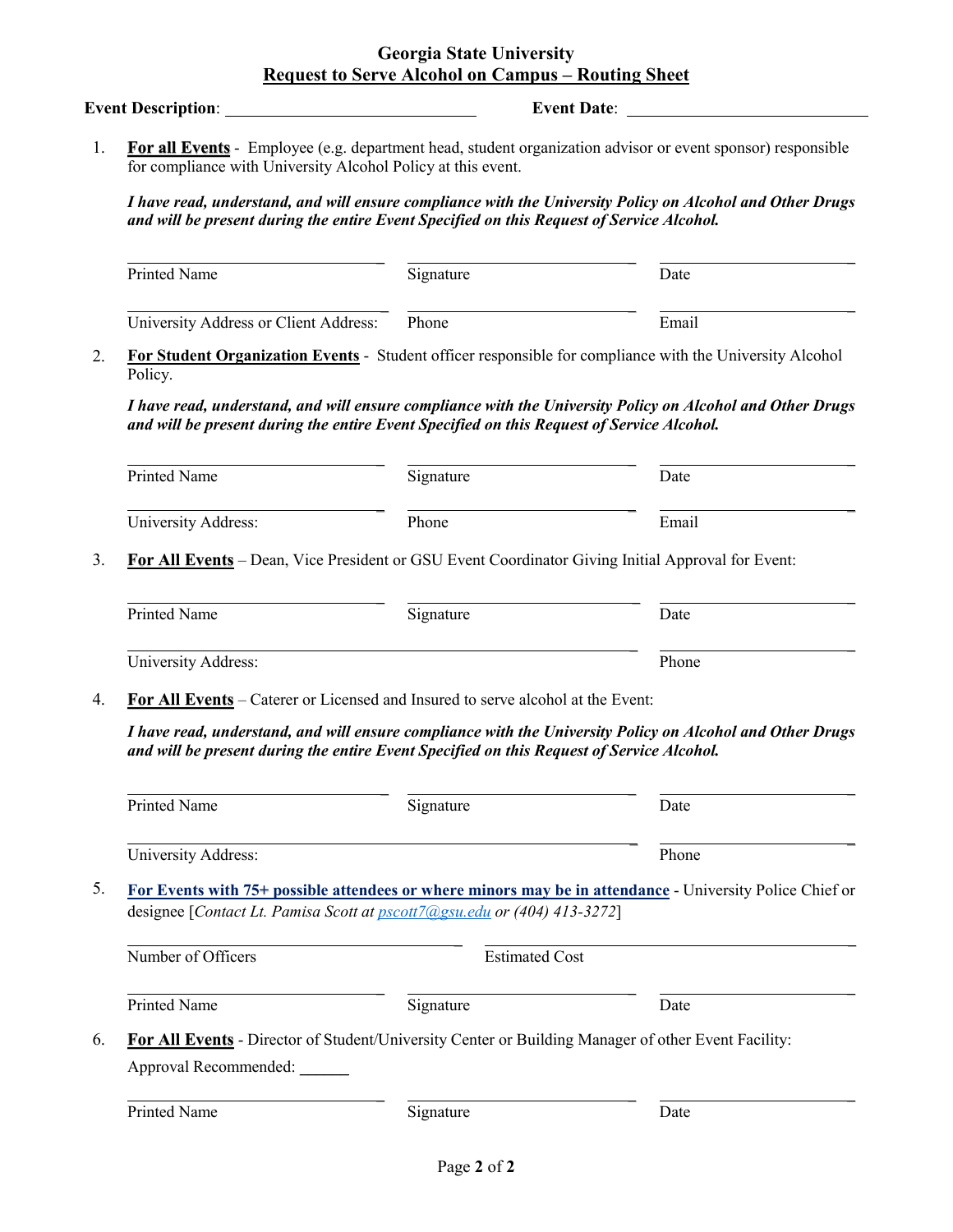# Georgia State University
## Request to Serve Alcohol on Campus – Routing Sheet

**Event Description**: ______________________________ **Event Date**: ______________________________

1. **For all Events** - Employee (e.g. department head, student organization advisor or event sponsor) responsible for compliance with University Alcohol Policy at this event.

   ***I have read, understand, and will ensure compliance with the University Policy on Alcohol and Other Drugs and will be present during the entire Event Specified on this Request of Service Alcohol.***

   | | | |
   |---|---|---|
   | Printed Name | Signature | Date |
   | University Address or Client Address: | Phone | Email |

2. **For Student Organization Events** - Student officer responsible for compliance with the University Alcohol Policy.

   ***I have read, understand, and will ensure compliance with the University Policy on Alcohol and Other Drugs and will be present during the entire Event Specified on this Request of Service Alcohol.***

   | | | |
   |---|---|---|
   | Printed Name | Signature | Date |
   | University Address: | Phone | Email |

3. **For All Events** – Dean, Vice President or GSU Event Coordinator Giving Initial Approval for Event:

   | | | |
   |---|---|---|
   | Printed Name | Signature | Date |
   | University Address: | | Phone |

4. **For All Events** – Caterer or Licensed and Insured to serve alcohol at the Event:

   ***I have read, understand, and will ensure compliance with the University Policy on Alcohol and Other Drugs and will be present during the entire Event Specified on this Request of Service Alcohol.***

   | | | |
   |---|---|---|
   | Printed Name | Signature | Date |
   | University Address: | | Phone |

5. **For Events with 75+ possible attendees or where minors may be in attendance** - University Police Chief or designee [*Contact Lt. Pamisa Scott at pscott7@gsu.edu or (404) 413-3272*]

   | | | |
   |---|---|---|
   | Number of Officers | Estimated Cost | |
   | Printed Name | Signature | Date |

6. **For All Events** - Director of Student/University Center or Building Manager of other Event Facility:

   Approval Recommended: ______

   | | | |
   |---|---|---|
   | Printed Name | Signature | Date |